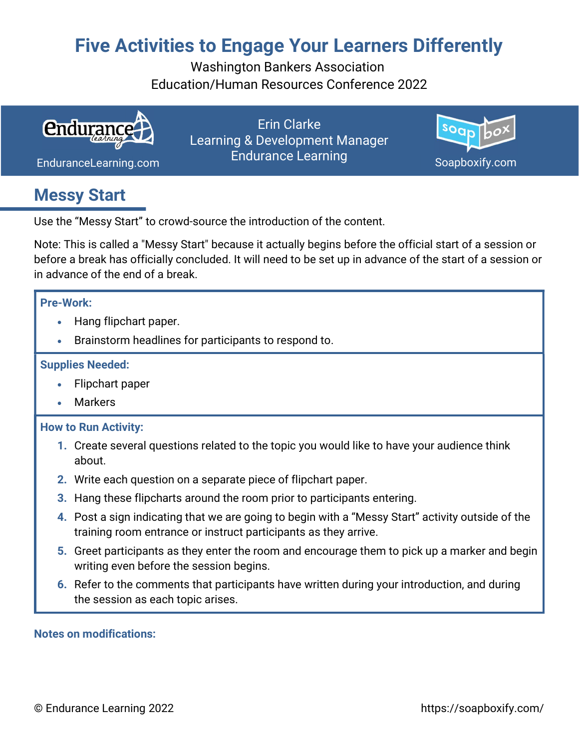# Five Activities to Engage Your Learners Differently

Washington Bankers Association
Education/Human Resources Conference 2022

EnduranceLearning.com

Erin Clarke
Learning & Development Manager
Endurance Learning

Soapboxify.com

## Messy Start

Use the "Messy Start" to crowd-source the introduction of the content.

Note: This is called a "Messy Start" because it actually begins before the official start of a session or before a break has officially concluded. It will need to be set up in advance of the start of a session or in advance of the end of a break.

**Pre-Work:**

- Hang flipchart paper.
- Brainstorm headlines for participants to respond to.

**Supplies Needed:**

- Flipchart paper
- Markers

**How to Run Activity:**

1. Create several questions related to the topic you would like to have your audience think about.
2. Write each question on a separate piece of flipchart paper.
3. Hang these flipcharts around the room prior to participants entering.
4. Post a sign indicating that we are going to begin with a "Messy Start" activity outside of the training room entrance or instruct participants as they arrive.
5. Greet participants as they enter the room and encourage them to pick up a marker and begin writing even before the session begins.
6. Refer to the comments that participants have written during your introduction, and during the session as each topic arises.

**Notes on modifications:**

© Endurance Learning 2022 https://soapboxify.com/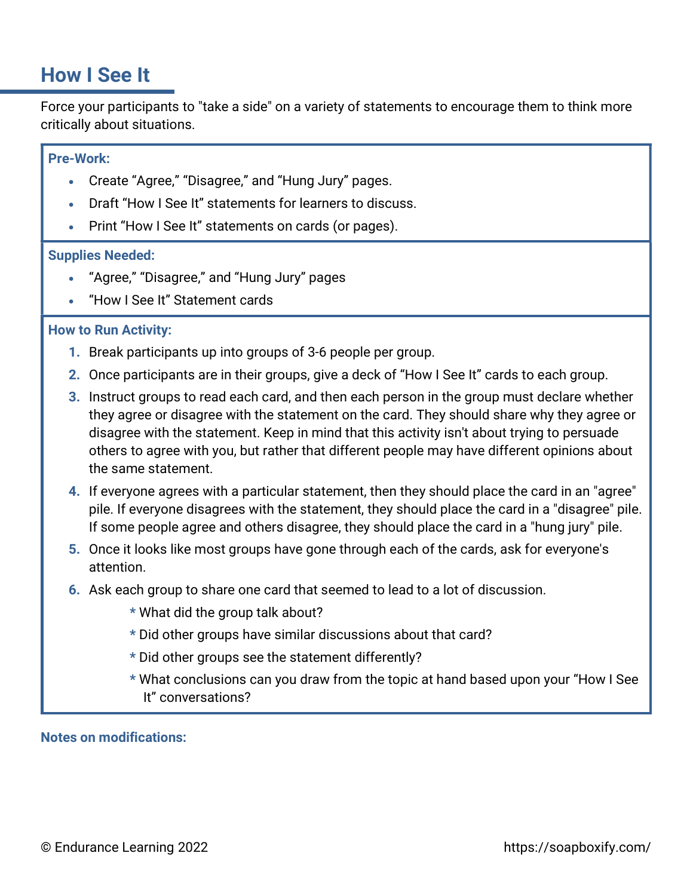## How I See It

Force your participants to "take a side" on a variety of statements to encourage them to think more critically about situations.

**Pre-Work:**

- Create “Agree,” “Disagree,” and “Hung Jury” pages.
- Draft “How I See It” statements for learners to discuss.
- Print “How I See It” statements on cards (or pages).

**Supplies Needed:**

- “Agree,” “Disagree,” and “Hung Jury” pages
- “How I See It” Statement cards

**How to Run Activity:**

1. Break participants up into groups of 3-6 people per group.
2. Once participants are in their groups, give a deck of “How I See It” cards to each group.
3. Instruct groups to read each card, and then each person in the group must declare whether they agree or disagree with the statement on the card. They should share why they agree or disagree with the statement. Keep in mind that this activity isn't about trying to persuade others to agree with you, but rather that different people may have different opinions about the same statement.
4. If everyone agrees with a particular statement, then they should place the card in an "agree" pile. If everyone disagrees with the statement, they should place the card in a "disagree" pile. If some people agree and others disagree, they should place the card in a "hung jury" pile.
5. Once it looks like most groups have gone through each of the cards, ask for everyone's attention.
6. Ask each group to share one card that seemed to lead to a lot of discussion.
    - * What did the group talk about?
    - * Did other groups have similar discussions about that card?
    - * Did other groups see the statement differently?
    - * What conclusions can you draw from the topic at hand based upon your “How I See It” conversations?

**Notes on modifications:**

© Endurance Learning 2022 https://soapboxify.com/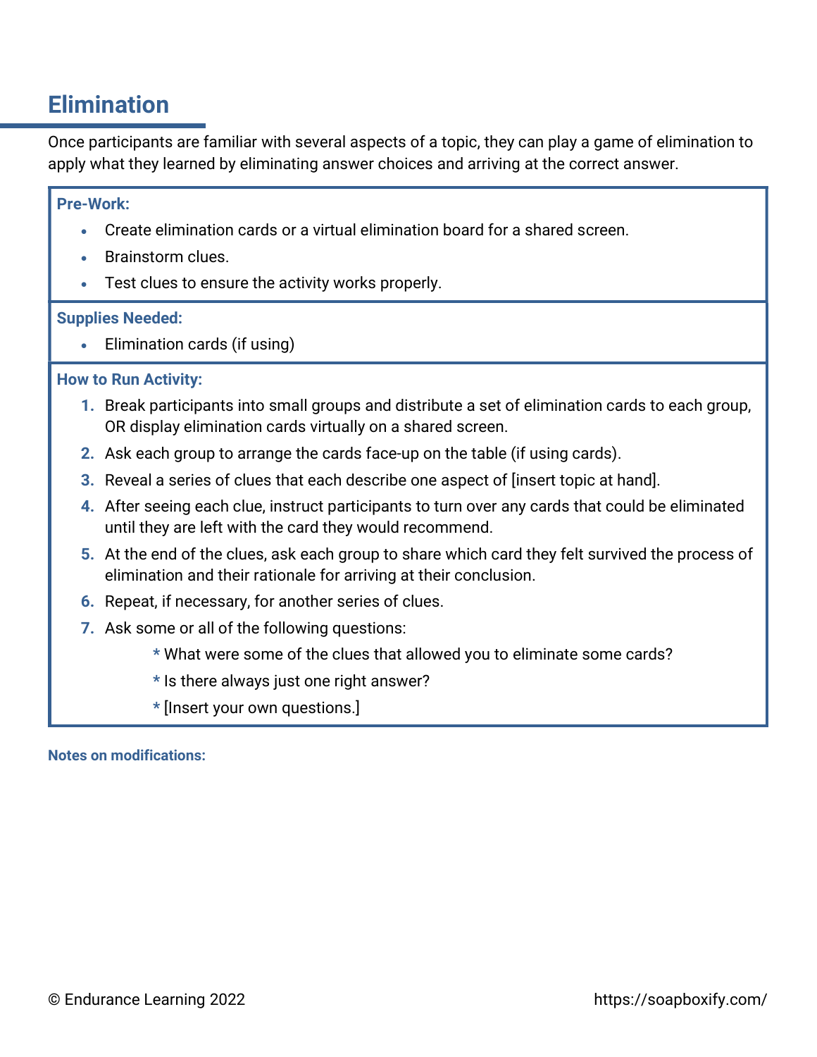## Elimination

Once participants are familiar with several aspects of a topic, they can play a game of elimination to apply what they learned by eliminating answer choices and arriving at the correct answer.

**Pre-Work:**

- Create elimination cards or a virtual elimination board for a shared screen.
- Brainstorm clues.
- Test clues to ensure the activity works properly.

**Supplies Needed:**

- Elimination cards (if using)

**How to Run Activity:**

1. Break participants into small groups and distribute a set of elimination cards to each group, OR display elimination cards virtually on a shared screen.
2. Ask each group to arrange the cards face-up on the table (if using cards).
3. Reveal a series of clues that each describe one aspect of [insert topic at hand].
4. After seeing each clue, instruct participants to turn over any cards that could be eliminated until they are left with the card they would recommend.
5. At the end of the clues, ask each group to share which card they felt survived the process of elimination and their rationale for arriving at their conclusion.
6. Repeat, if necessary, for another series of clues.
7. Ask some or all of the following questions:
    - What were some of the clues that allowed you to eliminate some cards?
    - Is there always just one right answer?
    - [Insert your own questions.]

**Notes on modifications:**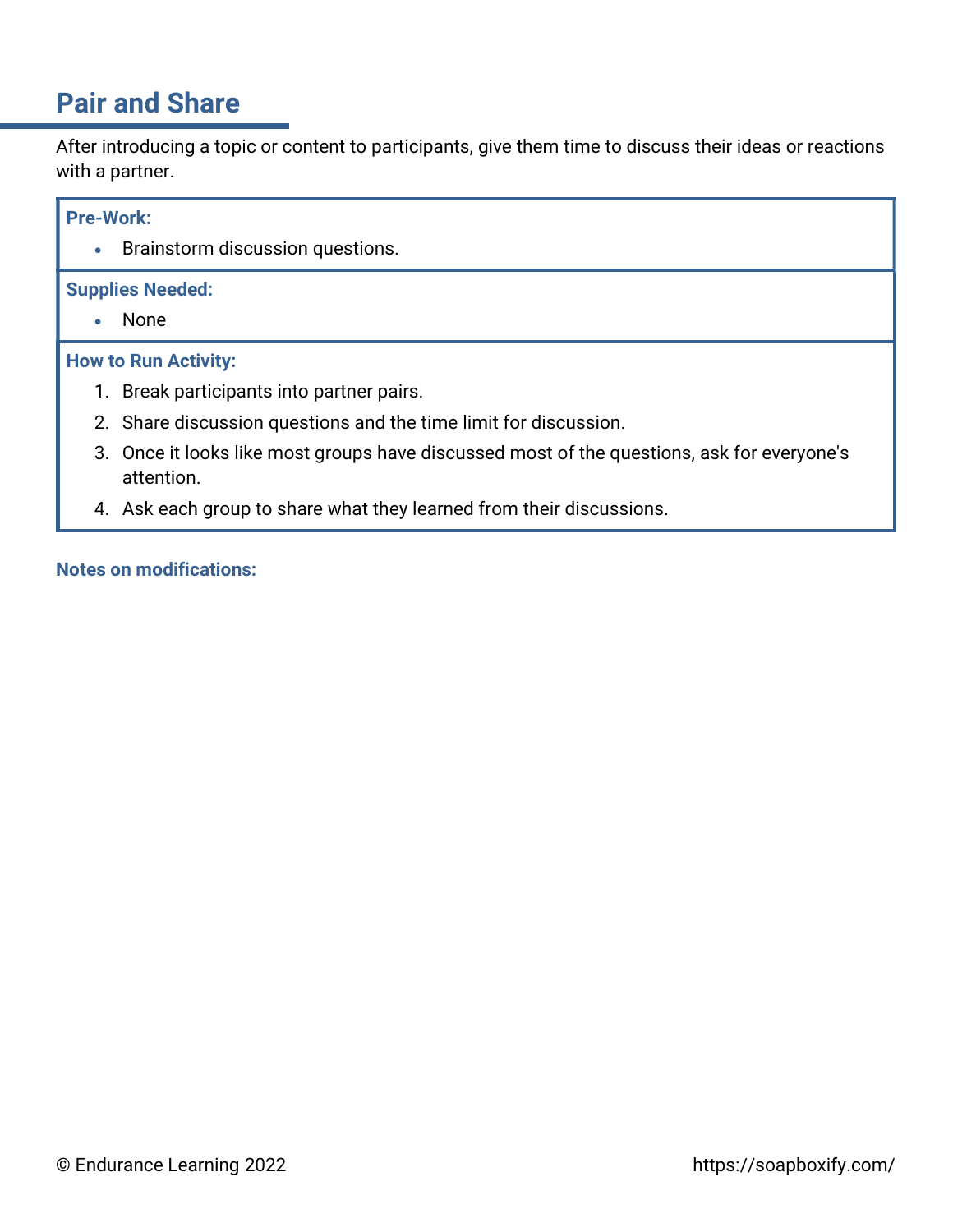## Pair and Share

After introducing a topic or content to participants, give them time to discuss their ideas or reactions with a partner.

**Pre-Work:**

- Brainstorm discussion questions.

**Supplies Needed:**

- None

**How to Run Activity:**

1. Break participants into partner pairs.
2. Share discussion questions and the time limit for discussion.
3. Once it looks like most groups have discussed most of the questions, ask for everyone's attention.
4. Ask each group to share what they learned from their discussions.

**Notes on modifications:**

© Endurance Learning 2022 https://soapboxify.com/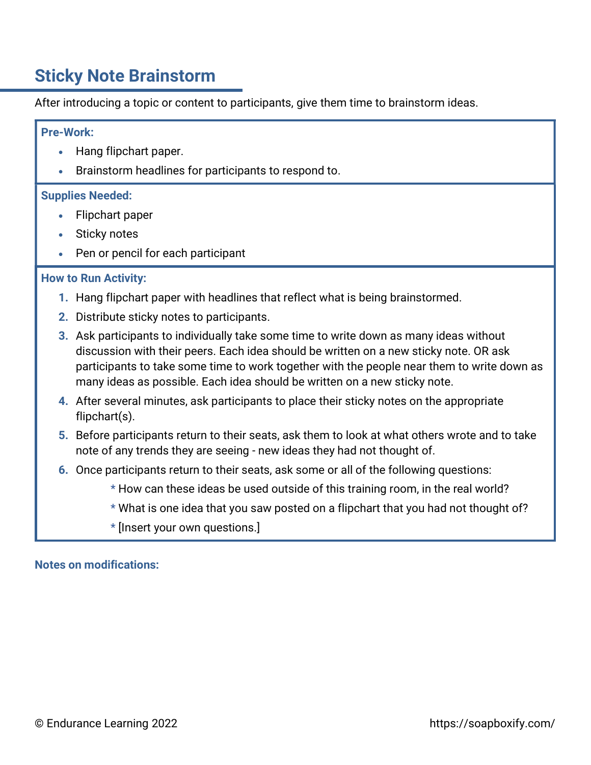## Sticky Note Brainstorm

After introducing a topic or content to participants, give them time to brainstorm ideas.

**Pre-Work:**

- Hang flipchart paper.
- Brainstorm headlines for participants to respond to.

**Supplies Needed:**

- Flipchart paper
- Sticky notes
- Pen or pencil for each participant

**How to Run Activity:**

1. Hang flipchart paper with headlines that reflect what is being brainstormed.
2. Distribute sticky notes to participants.
3. Ask participants to individually take some time to write down as many ideas without discussion with their peers. Each idea should be written on a new sticky note. OR ask participants to take some time to work together with the people near them to write down as many ideas as possible. Each idea should be written on a new sticky note.
4. After several minutes, ask participants to place their sticky notes on the appropriate flipchart(s).
5. Before participants return to their seats, ask them to look at what others wrote and to take note of any trends they are seeing - new ideas they had not thought of.
6. Once participants return to their seats, ask some or all of the following questions:

    * How can these ideas be used outside of this training room, in the real world?
    * What is one idea that you saw posted on a flipchart that you had not thought of?
    * [Insert your own questions.]

**Notes on modifications:**

© Endurance Learning 2022 https://soapboxify.com/